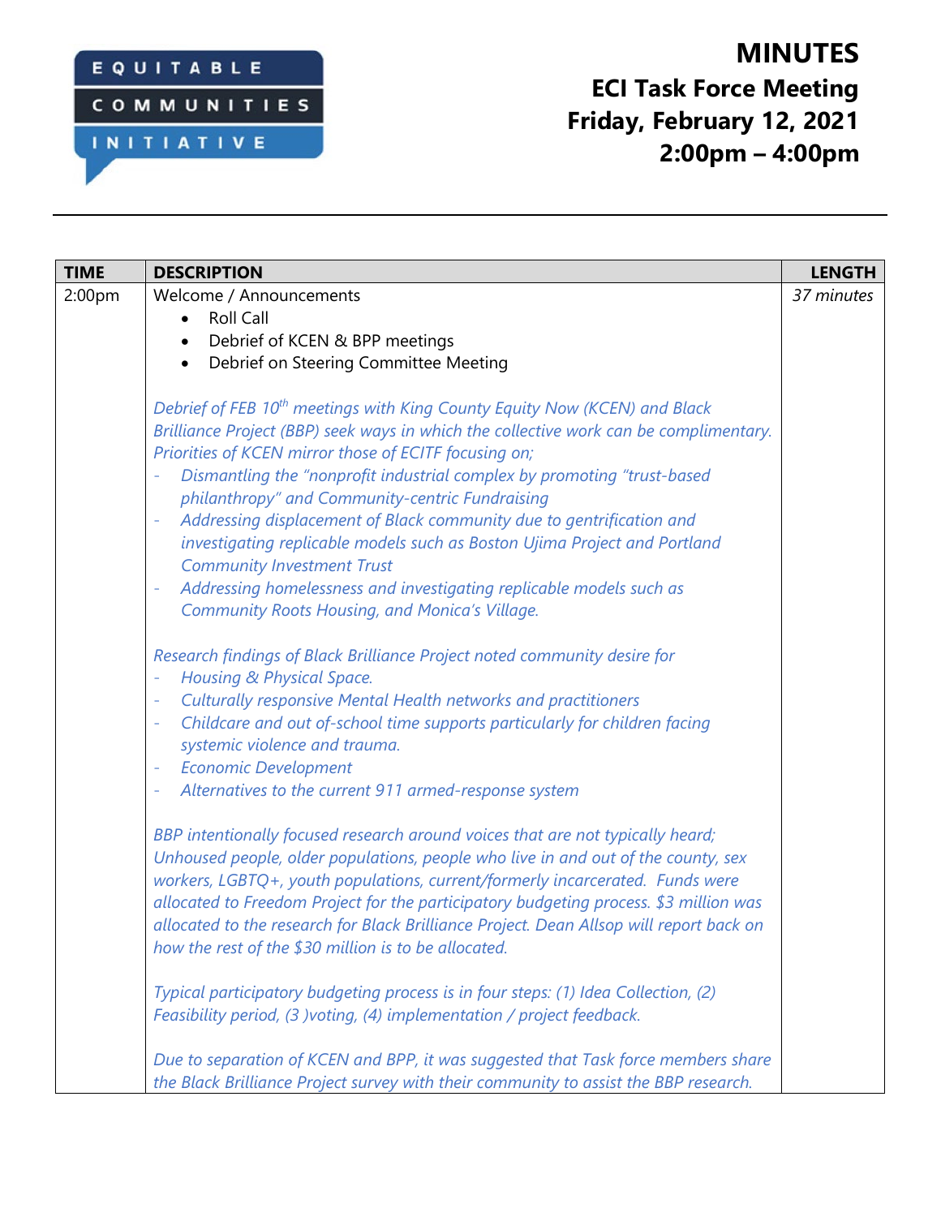EQUITABLE COMMUNITIES INITIATIVE

# MINUTES
## ECI Task Force Meeting
## Friday, February 12, 2021
## 2:00pm – 4:00pm

| TIME | DESCRIPTION | LENGTH |
|---|---|---|
| 2:00pm | Welcome / Announcements<br>• Roll Call<br>• Debrief of KCEN & BPP meetings<br>• Debrief on Steering Committee Meeting<br><br>*Debrief of FEB 10th meetings with King County Equity Now (KCEN) and Black Brilliance Project (BBP) seek ways in which the collective work can be complimentary. Priorities of KCEN mirror those of ECITF focusing on;*<br>*- Dismantling the "nonprofit industrial complex by promoting "trust-based philanthropy" and Community-centric Fundraising*<br>*- Addressing displacement of Black community due to gentrification and investigating replicable models such as Boston Ujima Project and Portland Community Investment Trust*<br>*- Addressing homelessness and investigating replicable models such as Community Roots Housing, and Monica's Village.*<br><br>*Research findings of Black Brilliance Project noted community desire for*<br>*- Housing & Physical Space.*<br>*- Culturally responsive Mental Health networks and practitioners*<br>*- Childcare and out of-school time supports particularly for children facing systemic violence and trauma.*<br>*- Economic Development*<br>*- Alternatives to the current 911 armed-response system*<br><br>*BBP intentionally focused research around voices that are not typically heard; Unhoused people, older populations, people who live in and out of the county, sex workers, LGBTQ+, youth populations, current/formerly incarcerated. Funds were allocated to Freedom Project for the participatory budgeting process. $3 million was allocated to the research for Black Brilliance Project. Dean Allsop will report back on how the rest of the $30 million is to be allocated.*<br><br>*Typical participatory budgeting process is in four steps: (1) Idea Collection, (2) Feasibility period, (3 )voting, (4) implementation / project feedback.*<br><br>*Due to separation of KCEN and BPP, it was suggested that Task force members share the Black Brilliance Project survey with their community to assist the BBP research.* | *37 minutes* |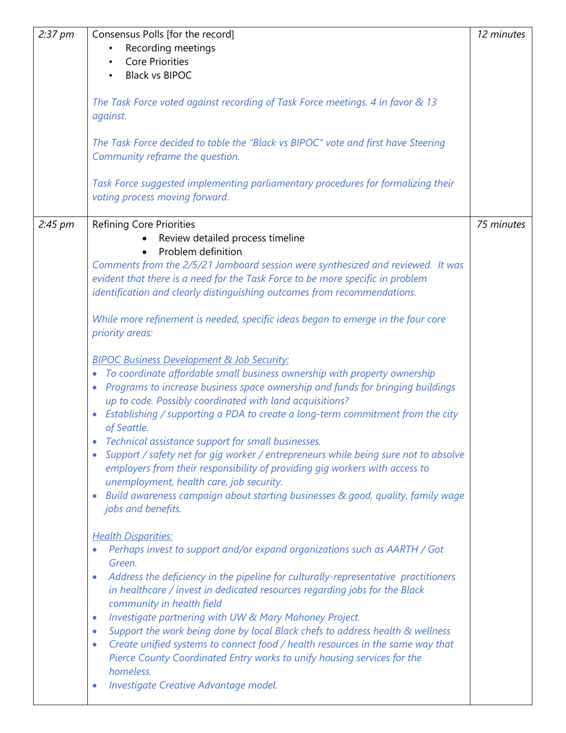| | | |
|---|---|---|
| *2:37 pm* | Consensus Polls [for the record]<br>• Recording meetings<br>• Core Priorities<br>• Black vs BIPOC<br><br>*The Task Force voted against recording of Task Force meetings. 4 in favor & 13 against.*<br><br>*The Task Force decided to table the "Black vs BIPOC" vote and first have Steering Community reframe the question.*<br><br>*Task Force suggested implementing parliamentary procedures for formalizing their voting process moving forward.* | *12 minutes* |
| *2:45 pm* | Refining Core Priorities<br>• Review detailed process timeline<br>• Problem definition<br>*Comments from the 2/5/21 Jamboard session were synthesized and reviewed. It was evident that there is a need for the Task Force to be more specific in problem identification and clearly distinguishing outcomes from recommendations.*<br><br>*While more refinement is needed, specific ideas began to emerge in the four core priority areas:*<br><br>*<u>BIPOC Business Development & Job Security:</u>*<br>• *To coordinate affordable small business ownership with property ownership*<br>• *Programs to increase business space ownership and funds for bringing buildings up to code. Possibly coordinated with land acquisitions?*<br>• *Establishing / supporting a PDA to create a long-term commitment from the city of Seattle.*<br>• *Technical assistance support for small businesses.*<br>• *Support / safety net for gig worker / entrepreneurs while being sure not to absolve employers from their responsibility of providing gig workers with access to unemployment, health care, job security.*<br>• *Build awareness campaign about starting businesses & good, quality, family wage jobs and benefits.*<br><br>*<u>Health Disparities:</u>*<br>• *Perhaps invest to support and/or expand organizations such as AARTH / Got Green.*<br>• *Address the deficiency in the pipeline for culturally-representative practitioners in healthcare / invest in dedicated resources regarding jobs for the Black community in health field*<br>• *Investigate partnering with UW & Mary Mahoney Project.*<br>• *Support the work being done by local Black chefs to address health & wellness*<br>• *Create unified systems to connect food / health resources in the same way that Pierce County Coordinated Entry works to unify housing services for the homeless.*<br>• *Investigate Creative Advantage model.* | *75 minutes* |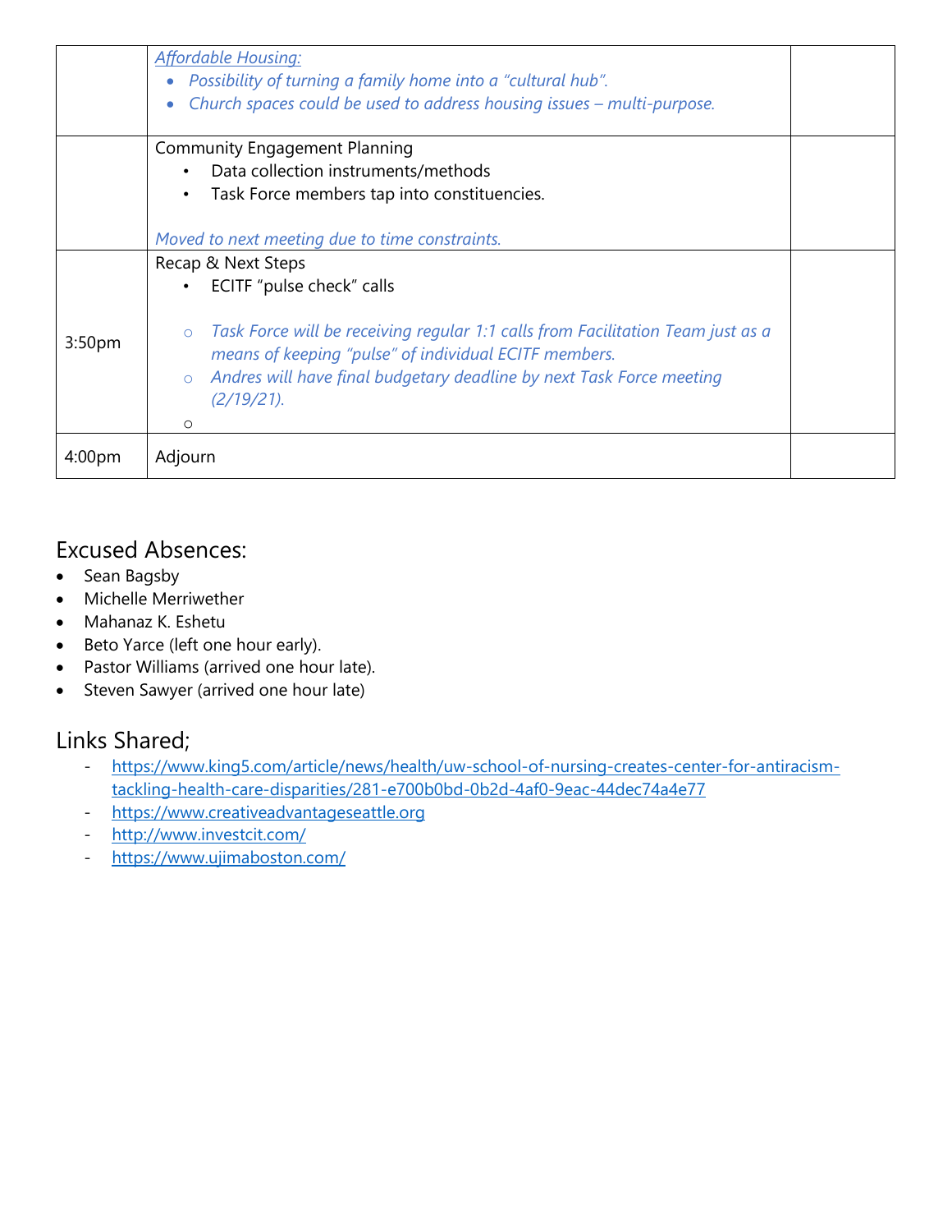| | | |
|---|---|---|
| | *Affordable Housing:*<br>• *Possibility of turning a family home into a "cultural hub".*<br>• *Church spaces could be used to address housing issues – multi-purpose.* | |
| | Community Engagement Planning<br>• Data collection instruments/methods<br>• Task Force members tap into constituencies.<br><br>*Moved to next meeting due to time constraints.* | |
| 3:50pm | Recap & Next Steps<br>• ECITF "pulse check" calls<br><br>○ *Task Force will be receiving regular 1:1 calls from Facilitation Team just as a means of keeping "pulse" of individual ECITF members.*<br>○ *Andres will have final budgetary deadline by next Task Force meeting (2/19/21).*<br>○ | |
| 4:00pm | Adjourn | |

## Excused Absences:

- Sean Bagsby
- Michelle Merriwether
- Mahanaz K. Eshetu
- Beto Yarce (left one hour early).
- Pastor Williams (arrived one hour late).
- Steven Sawyer (arrived one hour late)

## Links Shared;

- https://www.king5.com/article/news/health/uw-school-of-nursing-creates-center-for-antiracism-tackling-health-care-disparities/281-e700b0bd-0b2d-4af0-9eac-44dec74a4e77
- https://www.creativeadvantageseattle.org
- http://www.investcit.com/
- https://www.ujimaboston.com/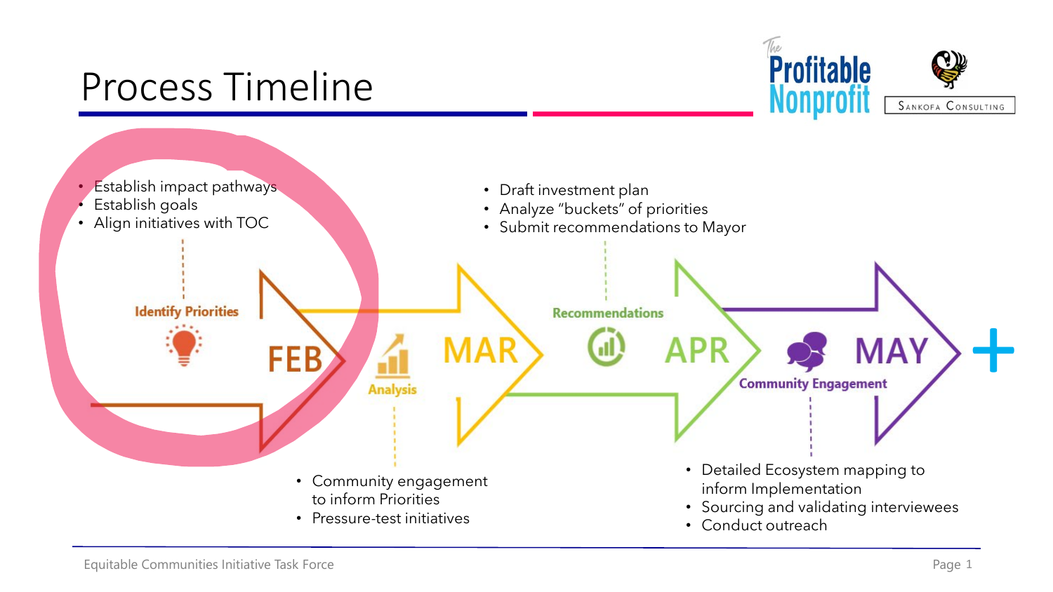# Process Timeline

**Identify Priorities**

- Establish impact pathways
- Establish goals
- Align initiatives with TOC

**FEB**

**Analysis**

- Community engagement to inform Priorities
- Pressure-test initiatives

**MAR**

**Recommendations**

- Draft investment plan
- Analyze "buckets" of priorities
- Submit recommendations to Mayor

**APR**

**Community Engagement**

- Detailed Ecosystem mapping to inform Implementation
- Sourcing and validating interviewees
- Conduct outreach

**MAY**

**+**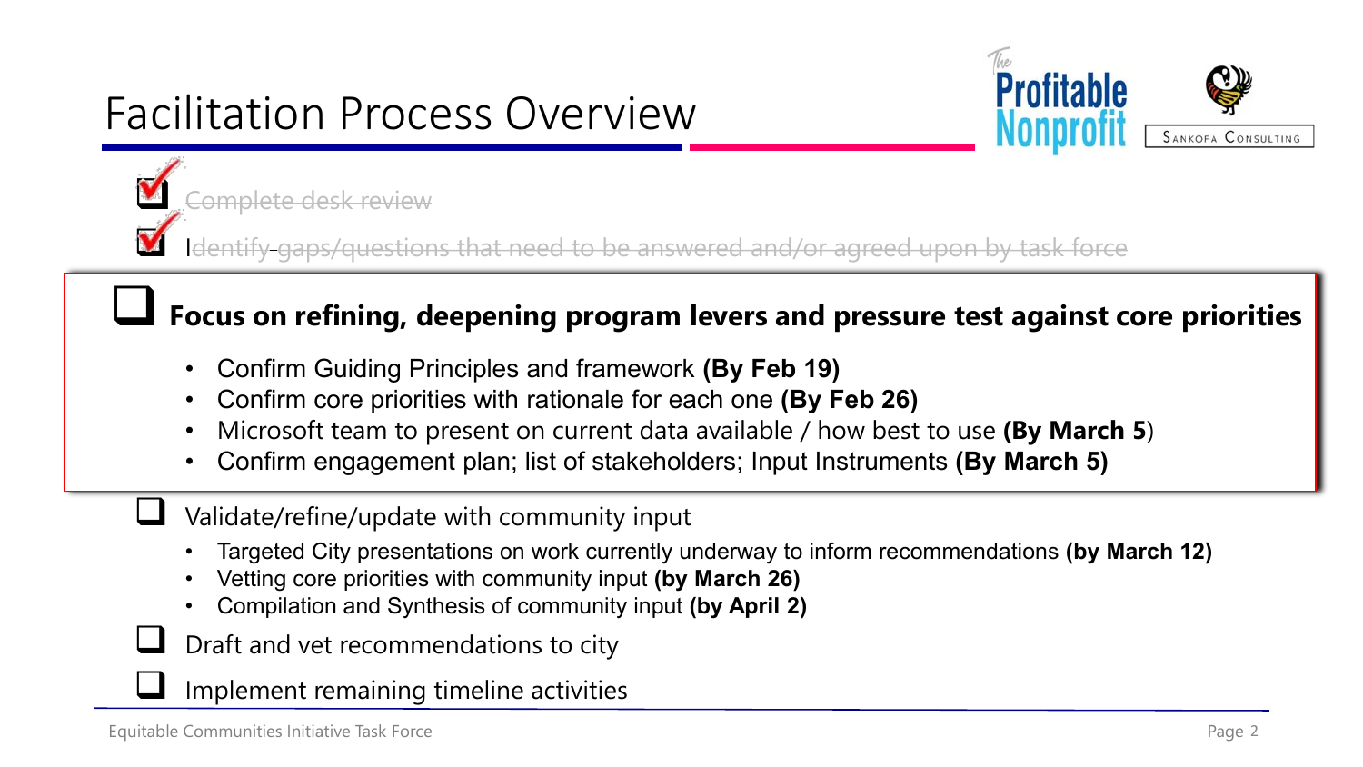# Facilitation Process Overview

- [x] ~~Complete desk review~~
- [x] ~~Identify gaps/questions that need to be answered and/or agreed upon by task force~~
- [ ] **Focus on refining, deepening program levers and pressure test against core priorities**
  - Confirm Guiding Principles and framework **(By Feb 19)**
  - Confirm core priorities with rationale for each one **(By Feb 26)**
  - Microsoft team to present on current data available / how best to use **(By March 5)**
  - Confirm engagement plan; list of stakeholders; Input Instruments **(By March 5)**
- [ ] Validate/refine/update with community input
  - Targeted City presentations on work currently underway to inform recommendations **(by March 12)**
  - Vetting core priorities with community input **(by March 26)**
  - Compilation and Synthesis of community input **(by April 2)**
- [ ] Draft and vet recommendations to city
- [ ] Implement remaining timeline activities

Equitable Communities Initiative Task Force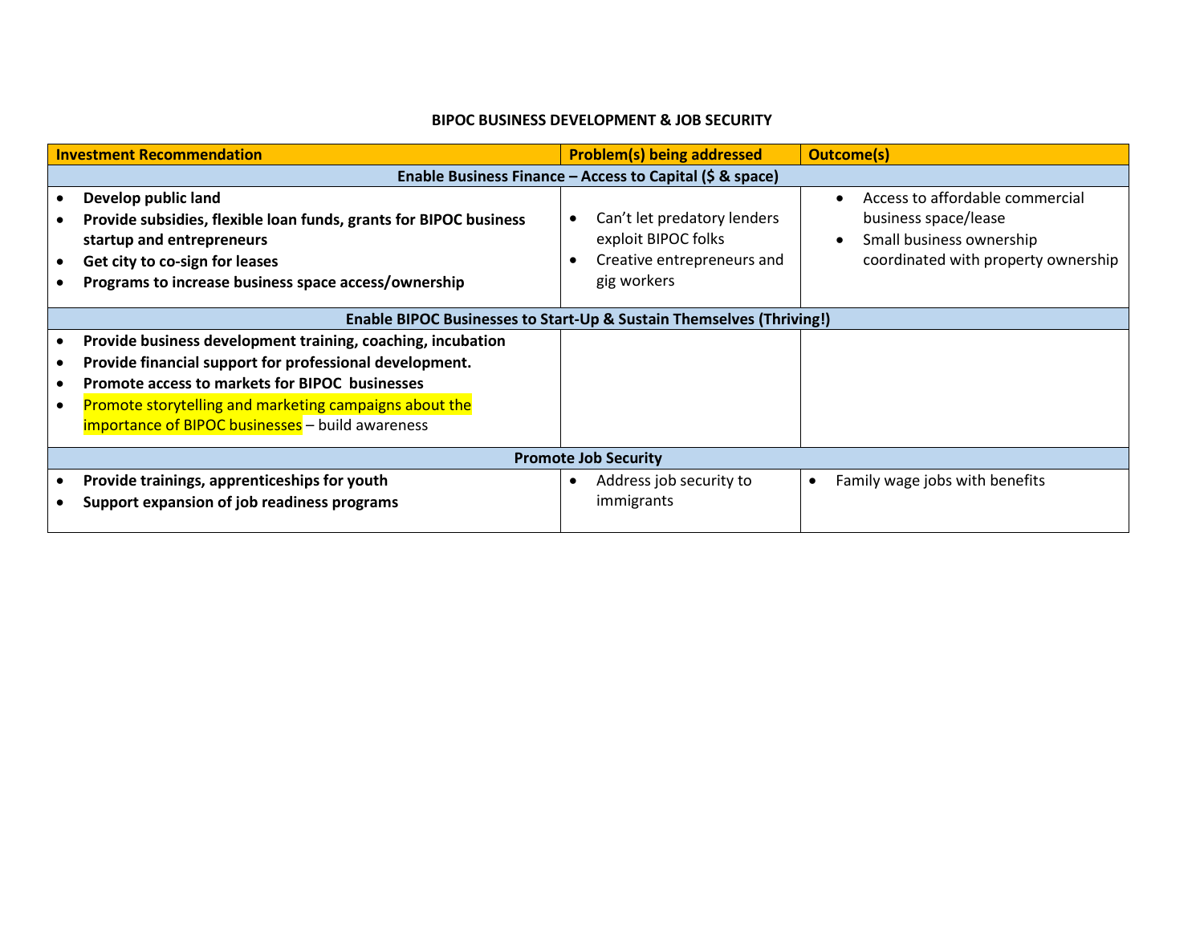**BIPOC BUSINESS DEVELOPMENT & JOB SECURITY**

| Investment Recommendation | Problem(s) being addressed | Outcome(s) |
|---|---|---|
| **Enable Business Finance – Access to Capital ($ & space)** | | |
| • **Develop public land**<br>• **Provide subsidies, flexible loan funds, grants for BIPOC business startup and entrepreneurs**<br>• **Get city to co-sign for leases**<br>• **Programs to increase business space access/ownership** | • Can't let predatory lenders exploit BIPOC folks<br>• Creative entrepreneurs and gig workers | • Access to affordable commercial business space/lease<br>• Small business ownership coordinated with property ownership |
| **Enable BIPOC Businesses to Start-Up & Sustain Themselves (Thriving!)** | | |
| • **Provide business development training, coaching, incubation**<br>• **Provide financial support for professional development.**<br>• **Promote access to markets for BIPOC businesses**<br>• Promote storytelling and marketing campaigns about the importance of BIPOC businesses – build awareness | | |
| **Promote Job Security** | | |
| • **Provide trainings, apprenticeships for youth**<br>• **Support expansion of job readiness programs** | • Address job security to immigrants | • Family wage jobs with benefits |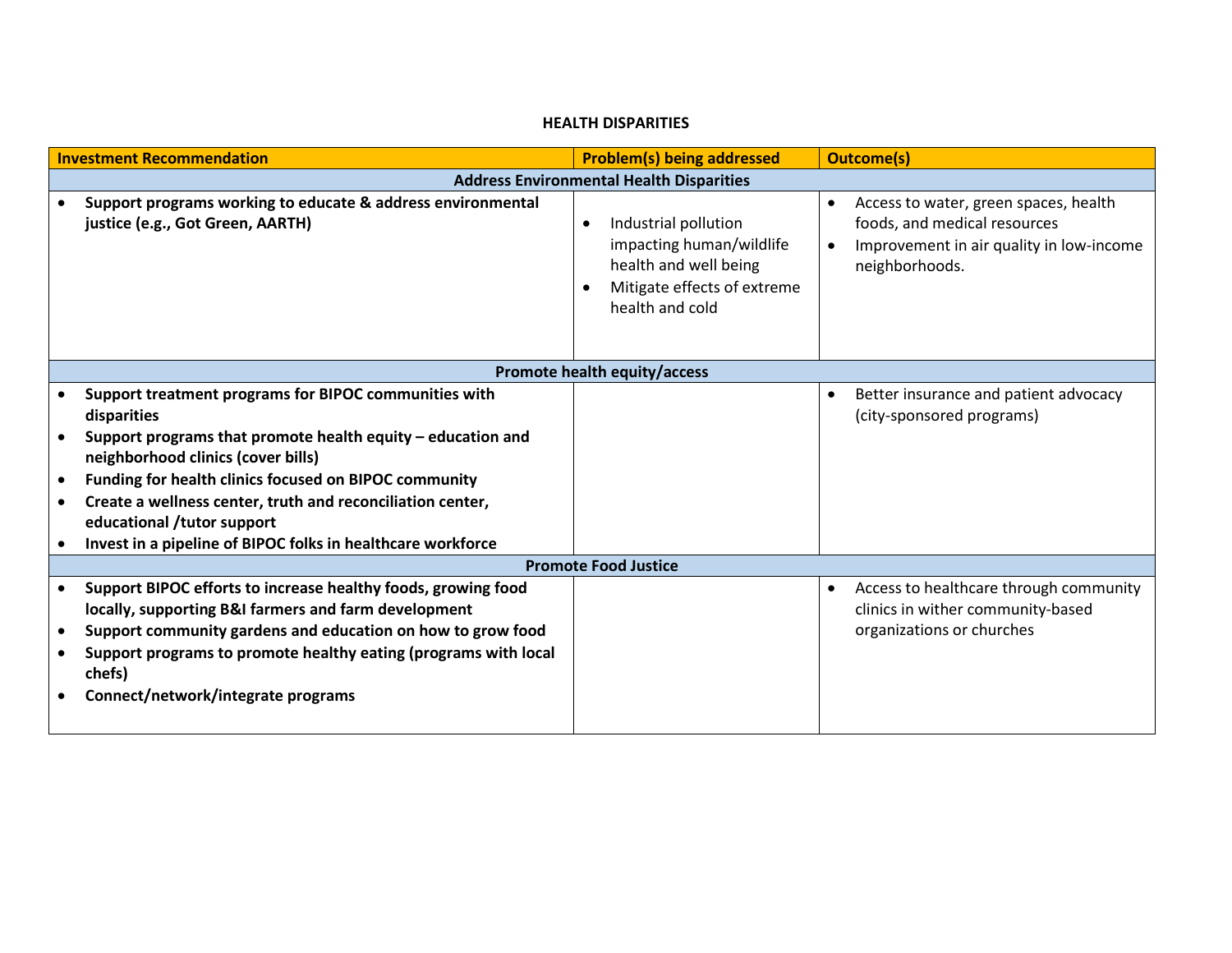## HEALTH DISPARITIES

| Investment Recommendation | Problem(s) being addressed | Outcome(s) |
|---|---|---|
| **Address Environmental Health Disparities** | | |
| • **Support programs working to educate & address environmental justice (e.g., Got Green, AARTH)** | • Industrial pollution impacting human/wildlife health and well being<br>• Mitigate effects of extreme health and cold | • Access to water, green spaces, health foods, and medical resources<br>• Improvement in air quality in low-income neighborhoods. |
| **Promote health equity/access** | | |
| • **Support treatment programs for BIPOC communities with disparities**<br>• **Support programs that promote health equity – education and neighborhood clinics (cover bills)**<br>• **Funding for health clinics focused on BIPOC community**<br>• **Create a wellness center, truth and reconciliation center, educational /tutor support**<br>• **Invest in a pipeline of BIPOC folks in healthcare workforce** | | • Better insurance and patient advocacy (city-sponsored programs) |
| **Promote Food Justice** | | |
| • **Support BIPOC efforts to increase healthy foods, growing food locally, supporting B&I farmers and farm development**<br>• **Support community gardens and education on how to grow food**<br>• **Support programs to promote healthy eating (programs with local chefs)**<br>• **Connect/network/integrate programs** | | • Access to healthcare through community clinics in wither community-based organizations or churches |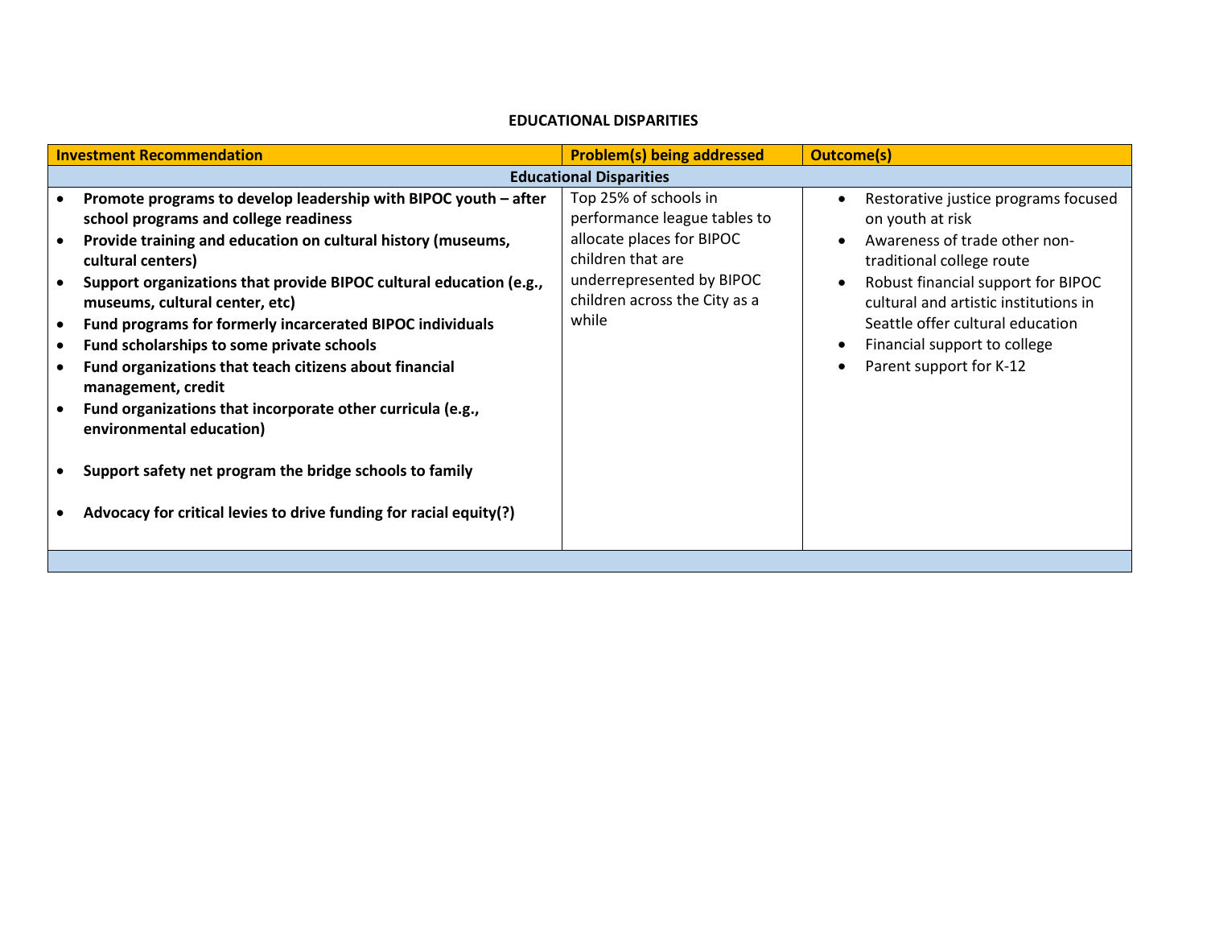**EDUCATIONAL DISPARITIES**

| Investment Recommendation | Problem(s) being addressed | Outcome(s) |
|---|---|---|
| **Educational Disparities** | | |
| • **Promote programs to develop leadership with BIPOC youth – after school programs and college readiness**<br>• **Provide training and education on cultural history (museums, cultural centers)**<br>• **Support organizations that provide BIPOC cultural education (e.g., museums, cultural center, etc)**<br>• **Fund programs for formerly incarcerated BIPOC individuals**<br>• **Fund scholarships to some private schools**<br>• **Fund organizations that teach citizens about financial management, credit**<br>• **Fund organizations that incorporate other curricula (e.g., environmental education)**<br>• **Support safety net program the bridge schools to family**<br>• **Advocacy for critical levies to drive funding for racial equity(?)** | Top 25% of schools in performance league tables to allocate places for BIPOC children that are underrepresented by BIPOC children across the City as a while | • Restorative justice programs focused on youth at risk<br>• Awareness of trade other non-traditional college route<br>• Robust financial support for BIPOC cultural and artistic institutions in Seattle offer cultural education<br>• Financial support to college<br>• Parent support for K-12 |
| | | |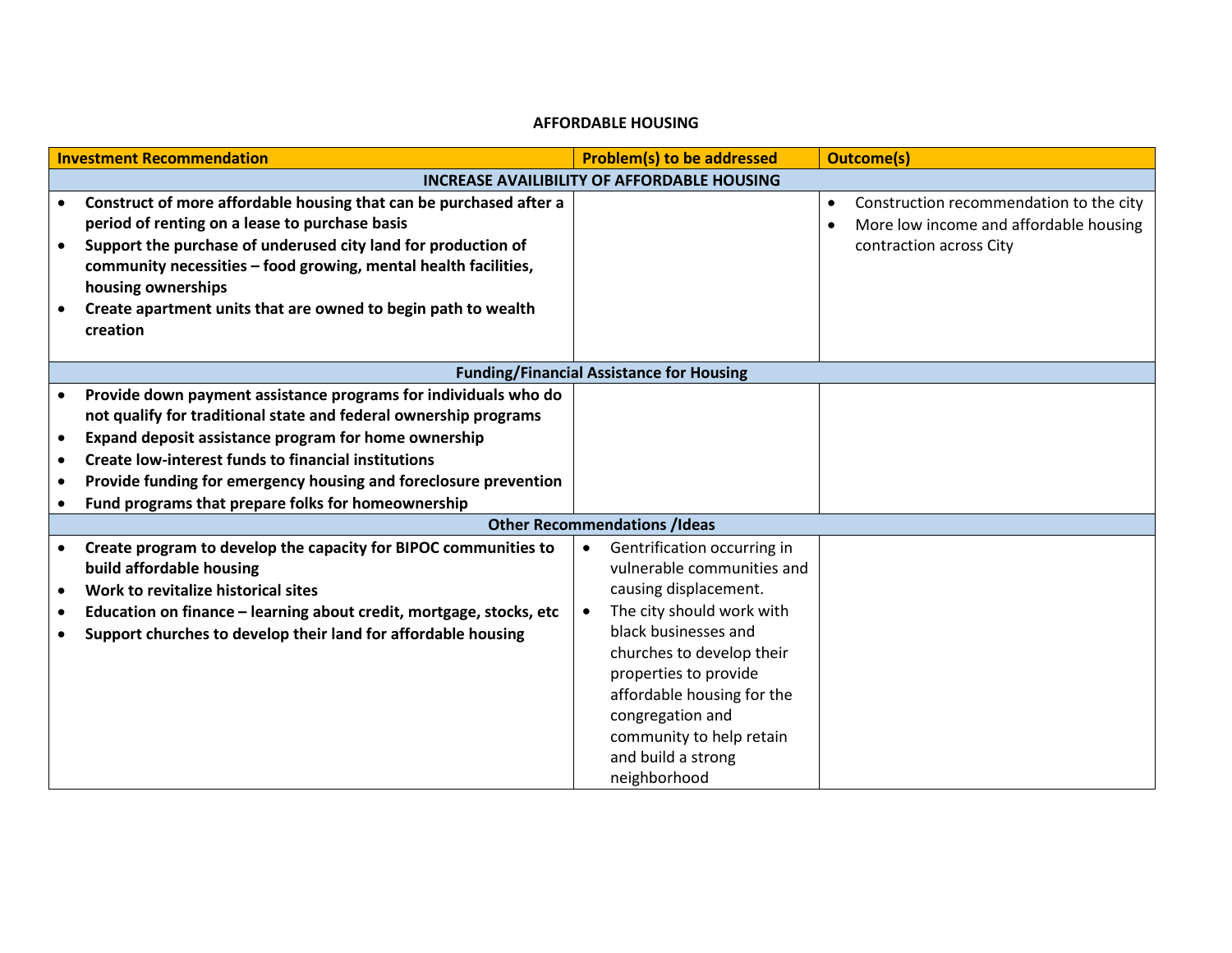**AFFORDABLE HOUSING**

| Investment Recommendation | Problem(s) to be addressed | Outcome(s) |
|---|---|---|
| **INCREASE AVAILIBILITY OF AFFORDABLE HOUSING** | | |
| • **Construct of more affordable housing that can be purchased after a period of renting on a lease to purchase basis**<br>• **Support the purchase of underused city land for production of community necessities – food growing, mental health facilities, housing ownerships**<br>• **Create apartment units that are owned to begin path to wealth creation** | | • Construction recommendation to the city<br>• More low income and affordable housing contraction across City |
| **Funding/Financial Assistance for Housing** | | |
| • **Provide down payment assistance programs for individuals who do not qualify for traditional state and federal ownership programs**<br>• **Expand deposit assistance program for home ownership**<br>• **Create low-interest funds to financial institutions**<br>• **Provide funding for emergency housing and foreclosure prevention**<br>• **Fund programs that prepare folks for homeownership** | | |
| **Other Recommendations /Ideas** | | |
| • **Create program to develop the capacity for BIPOC communities to build affordable housing**<br>• **Work to revitalize historical sites**<br>• **Education on finance – learning about credit, mortgage, stocks, etc**<br>• **Support churches to develop their land for affordable housing** | • Gentrification occurring in vulnerable communities and causing displacement.<br>• The city should work with black businesses and churches to develop their properties to provide affordable housing for the congregation and community to help retain and build a strong neighborhood | |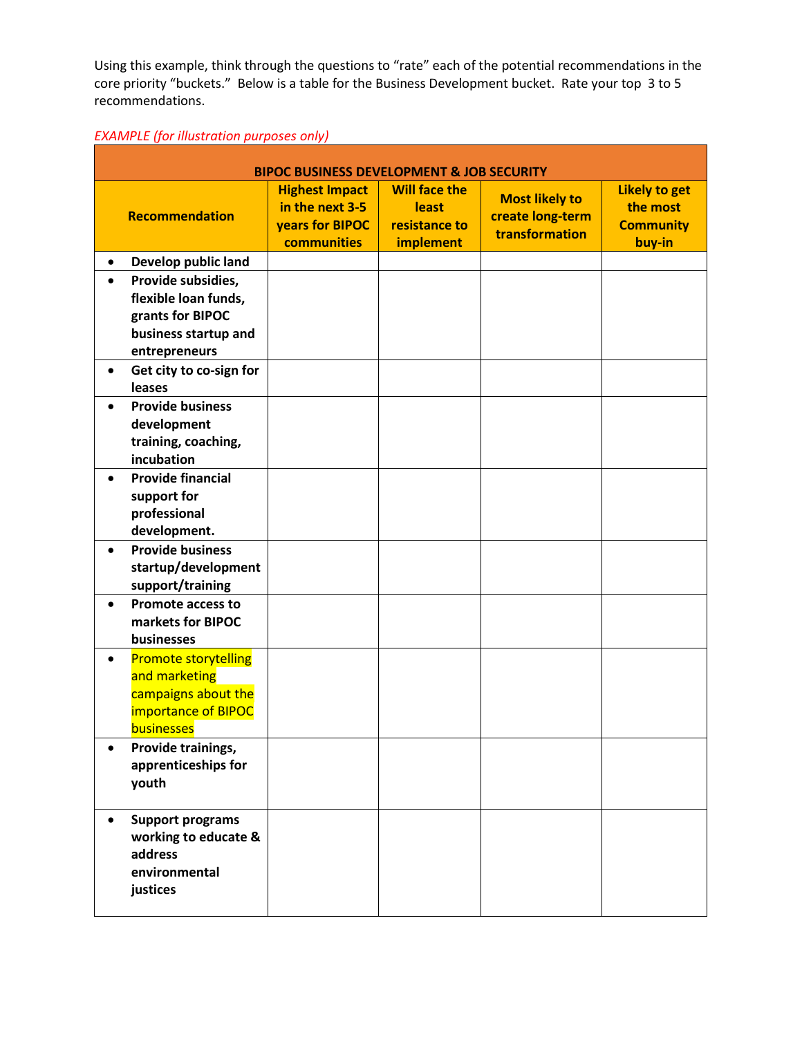Using this example, think through the questions to "rate" each of the potential recommendations in the core priority "buckets." Below is a table for the Business Development bucket. Rate your top 3 to 5 recommendations.

*EXAMPLE (for illustration purposes only)*

| BIPOC BUSINESS DEVELOPMENT & JOB SECURITY | | | | |
|---|---|---|---|---|
| **Recommendation** | **Highest Impact in the next 3-5 years for BIPOC communities** | **Will face the least resistance to implement** | **Most likely to create long-term transformation** | **Likely to get the most Community buy-in** |
| • **Develop public land** | | | | |
| • **Provide subsidies, flexible loan funds, grants for BIPOC business startup and entrepreneurs** | | | | |
| • **Get city to co-sign for leases** | | | | |
| • **Provide business development training, coaching, incubation** | | | | |
| • **Provide financial support for professional development.** | | | | |
| • **Provide business startup/development support/training** | | | | |
| • **Promote access to markets for BIPOC businesses** | | | | |
| • Promote storytelling and marketing campaigns about the importance of BIPOC businesses | | | | |
| • **Provide trainings, apprenticeships for youth** | | | | |
| • **Support programs working to educate & address environmental justices** | | | | |